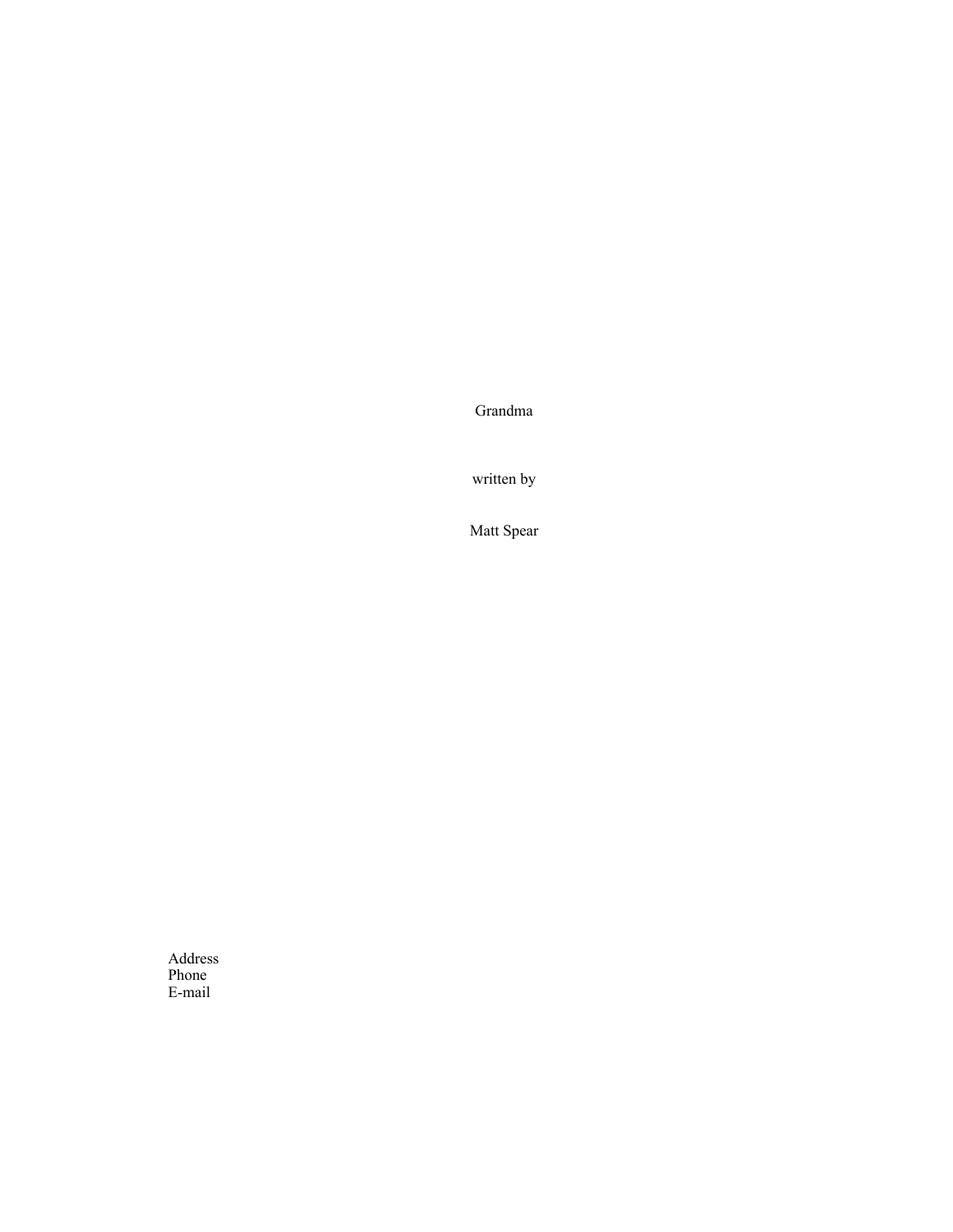Grandma

written by

Matt Spear

Address
Phone
E-mail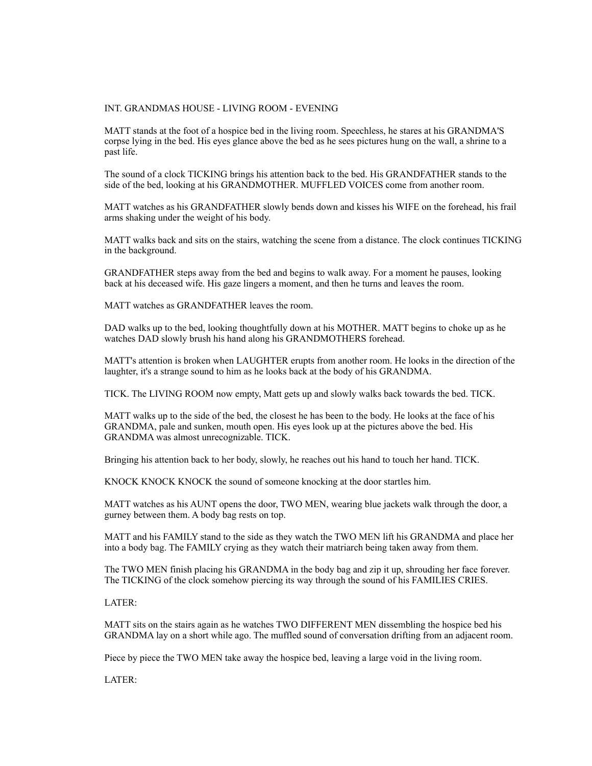INT. GRANDMAS HOUSE - LIVING ROOM - EVENING

MATT stands at the foot of a hospice bed in the living room. Speechless, he stares at his GRANDMA'S corpse lying in the bed. His eyes glance above the bed as he sees pictures hung on the wall, a shrine to a past life.

The sound of a clock TICKING brings his attention back to the bed. His GRANDFATHER stands to the side of the bed, looking at his GRANDMOTHER. MUFFLED VOICES come from another room.

MATT watches as his GRANDFATHER slowly bends down and kisses his WIFE on the forehead, his frail arms shaking under the weight of his body.

MATT walks back and sits on the stairs, watching the scene from a distance. The clock continues TICKING in the background.

GRANDFATHER steps away from the bed and begins to walk away. For a moment he pauses, looking back at his deceased wife. His gaze lingers a moment, and then he turns and leaves the room.

MATT watches as GRANDFATHER leaves the room.

DAD walks up to the bed, looking thoughtfully down at his MOTHER. MATT begins to choke up as he watches DAD slowly brush his hand along his GRANDMOTHERS forehead.

MATT's attention is broken when LAUGHTER erupts from another room. He looks in the direction of the laughter, it's a strange sound to him as he looks back at the body of his GRANDMA.

TICK. The LIVING ROOM now empty, Matt gets up and slowly walks back towards the bed. TICK.

MATT walks up to the side of the bed, the closest he has been to the body. He looks at the face of his GRANDMA, pale and sunken, mouth open. His eyes look up at the pictures above the bed. His GRANDMA was almost unrecognizable. TICK.

Bringing his attention back to her body, slowly, he reaches out his hand to touch her hand. TICK.

KNOCK KNOCK KNOCK the sound of someone knocking at the door startles him.

MATT watches as his AUNT opens the door, TWO MEN, wearing blue jackets walk through the door, a gurney between them. A body bag rests on top.

MATT and his FAMILY stand to the side as they watch the TWO MEN lift his GRANDMA and place her into a body bag. The FAMILY crying as they watch their matriarch being taken away from them.

The TWO MEN finish placing his GRANDMA in the body bag and zip it up, shrouding her face forever. The TICKING of the clock somehow piercing its way through the sound of his FAMILIES CRIES.

LATER:

MATT sits on the stairs again as he watches TWO DIFFERENT MEN dissembling the hospice bed his GRANDMA lay on a short while ago. The muffled sound of conversation drifting from an adjacent room.

Piece by piece the TWO MEN take away the hospice bed, leaving a large void in the living room.

LATER: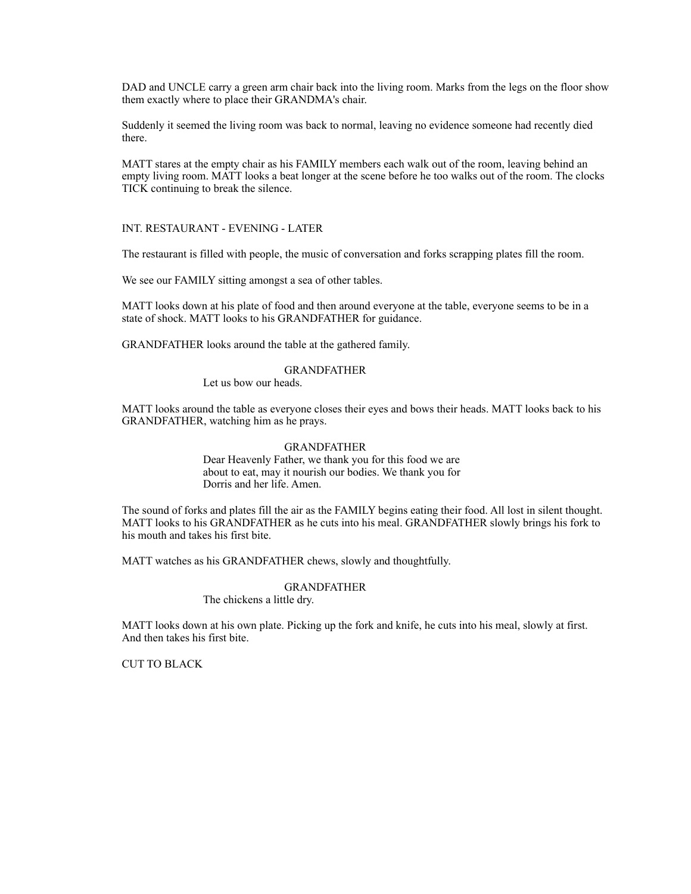DAD and UNCLE carry a green arm chair back into the living room. Marks from the legs on the floor show them exactly where to place their GRANDMA's chair.

Suddenly it seemed the living room was back to normal, leaving no evidence someone had recently died there.

MATT stares at the empty chair as his FAMILY members each walk out of the room, leaving behind an empty living room. MATT looks a beat longer at the scene before he too walks out of the room. The clocks TICK continuing to break the silence.

INT. RESTAURANT - EVENING - LATER

The restaurant is filled with people, the music of conversation and forks scrapping plates fill the room.

We see our FAMILY sitting amongst a sea of other tables.

MATT looks down at his plate of food and then around everyone at the table, everyone seems to be in a state of shock. MATT looks to his GRANDFATHER for guidance.

GRANDFATHER looks around the table at the gathered family.

GRANDFATHER
Let us bow our heads.

MATT looks around the table as everyone closes their eyes and bows their heads. MATT looks back to his GRANDFATHER, watching him as he prays.

GRANDFATHER
Dear Heavenly Father, we thank you for this food we are about to eat, may it nourish our bodies. We thank you for Dorris and her life. Amen.

The sound of forks and plates fill the air as the FAMILY begins eating their food. All lost in silent thought. MATT looks to his GRANDFATHER as he cuts into his meal. GRANDFATHER slowly brings his fork to his mouth and takes his first bite.

MATT watches as his GRANDFATHER chews, slowly and thoughtfully.

GRANDFATHER
The chickens a little dry.

MATT looks down at his own plate. Picking up the fork and knife, he cuts into his meal, slowly at first. And then takes his first bite.

CUT TO BLACK